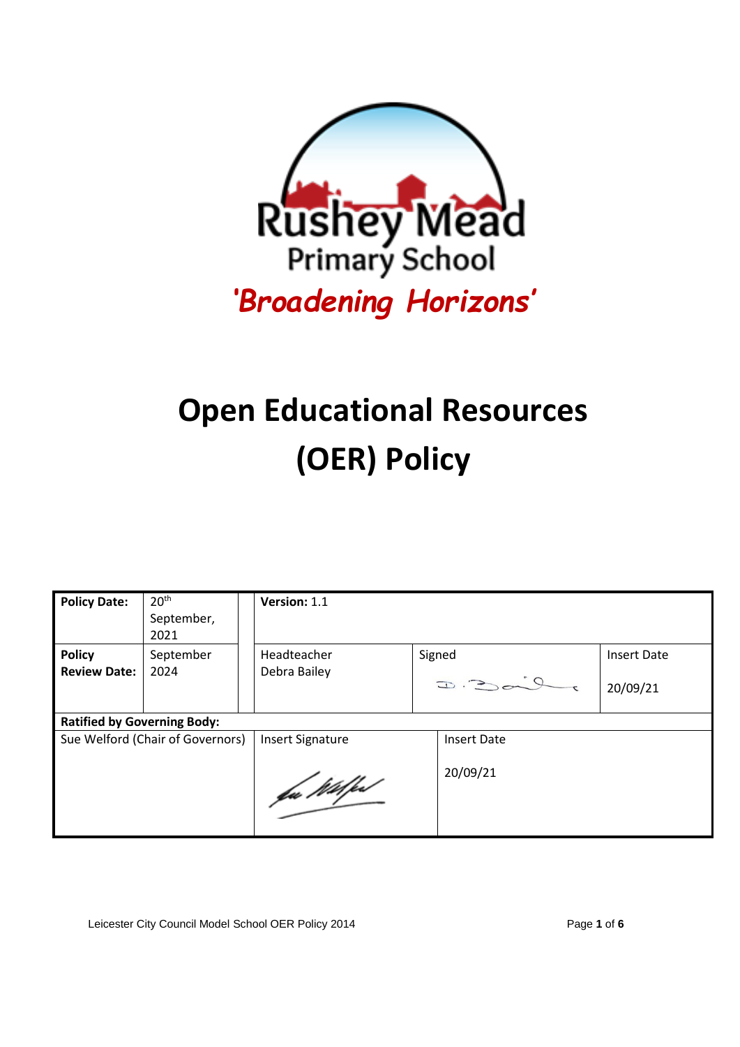Rushey Mead

Primary School

*'Broadening Horizons'*

# Open Educational Resources (OER) Policy

| Policy Date: | 20th September, 2021 | Version: 1.1 | | |
|---|---|---|---|---|
| Policy Review Date: | September 2024 | Headteacher Debra Bailey | Signed | Insert Date 20/09/21 |
| **Ratified by Governing Body:** | | | | |
| Sue Welford (Chair of Governors) | | Insert Signature | Insert Date 20/09/21 | |

Leicester City Council Model School OER Policy 2014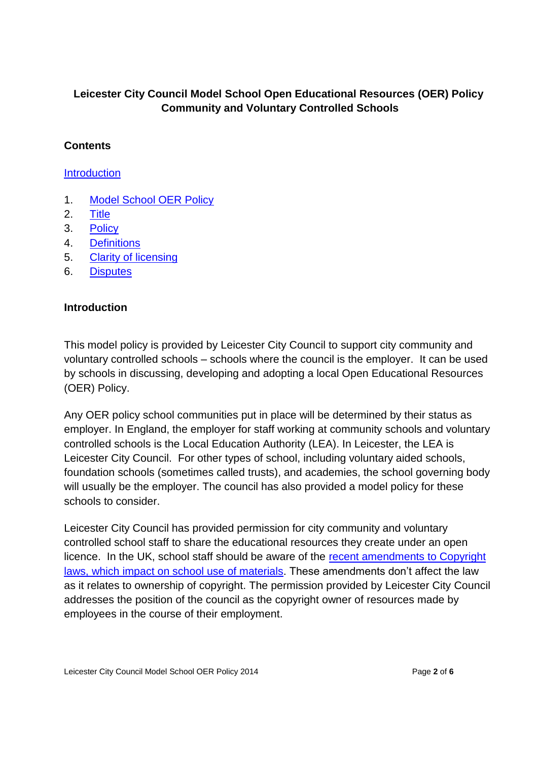**Leicester City Council Model School Open Educational Resources (OER) Policy Community and Voluntary Controlled Schools**

**Contents**

Introduction

1. Model School OER Policy
2. Title
3. Policy
4. Definitions
5. Clarity of licensing
6. Disputes

**Introduction**

This model policy is provided by Leicester City Council to support city community and voluntary controlled schools – schools where the council is the employer. It can be used by schools in discussing, developing and adopting a local Open Educational Resources (OER) Policy.

Any OER policy school communities put in place will be determined by their status as employer. In England, the employer for staff working at community schools and voluntary controlled schools is the Local Education Authority (LEA). In Leicester, the LEA is Leicester City Council. For other types of school, including voluntary aided schools, foundation schools (sometimes called trusts), and academies, the school governing body will usually be the employer. The council has also provided a model policy for these schools to consider.

Leicester City Council has provided permission for city community and voluntary controlled school staff to share the educational resources they create under an open licence. In the UK, school staff should be aware of the recent amendments to Copyright laws, which impact on school use of materials. These amendments don't affect the law as it relates to ownership of copyright. The permission provided by Leicester City Council addresses the position of the council as the copyright owner of resources made by employees in the course of their employment.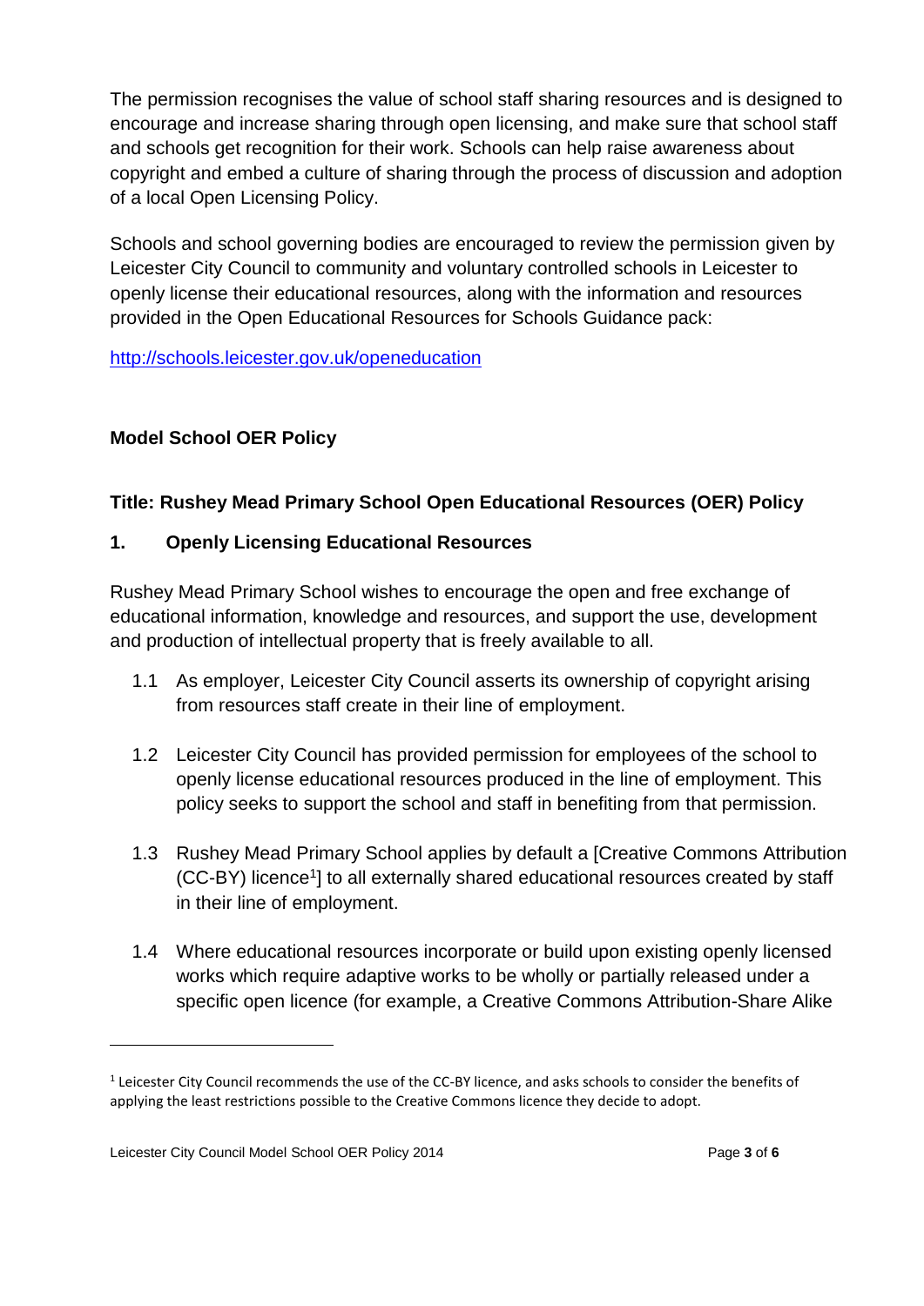The permission recognises the value of school staff sharing resources and is designed to encourage and increase sharing through open licensing, and make sure that school staff and schools get recognition for their work. Schools can help raise awareness about copyright and embed a culture of sharing through the process of discussion and adoption of a local Open Licensing Policy.

Schools and school governing bodies are encouraged to review the permission given by Leicester City Council to community and voluntary controlled schools in Leicester to openly license their educational resources, along with the information and resources provided in the Open Educational Resources for Schools Guidance pack:

http://schools.leicester.gov.uk/openeducation

**Model School OER Policy**

## Title: Rushey Mead Primary School Open Educational Resources (OER) Policy

### 1. Openly Licensing Educational Resources

Rushey Mead Primary School wishes to encourage the open and free exchange of educational information, knowledge and resources, and support the use, development and production of intellectual property that is freely available to all.

1.1 As employer, Leicester City Council asserts its ownership of copyright arising from resources staff create in their line of employment.

1.2 Leicester City Council has provided permission for employees of the school to openly license educational resources produced in the line of employment. This policy seeks to support the school and staff in benefiting from that permission.

1.3 Rushey Mead Primary School applies by default a [Creative Commons Attribution (CC-BY) licence[1]] to all externally shared educational resources created by staff in their line of employment.

1.4 Where educational resources incorporate or build upon existing openly licensed works which require adaptive works to be wholly or partially released under a specific open licence (for example, a Creative Commons Attribution-Share Alike

---

[1] Leicester City Council recommends the use of the CC-BY licence, and asks schools to consider the benefits of applying the least restrictions possible to the Creative Commons licence they decide to adopt.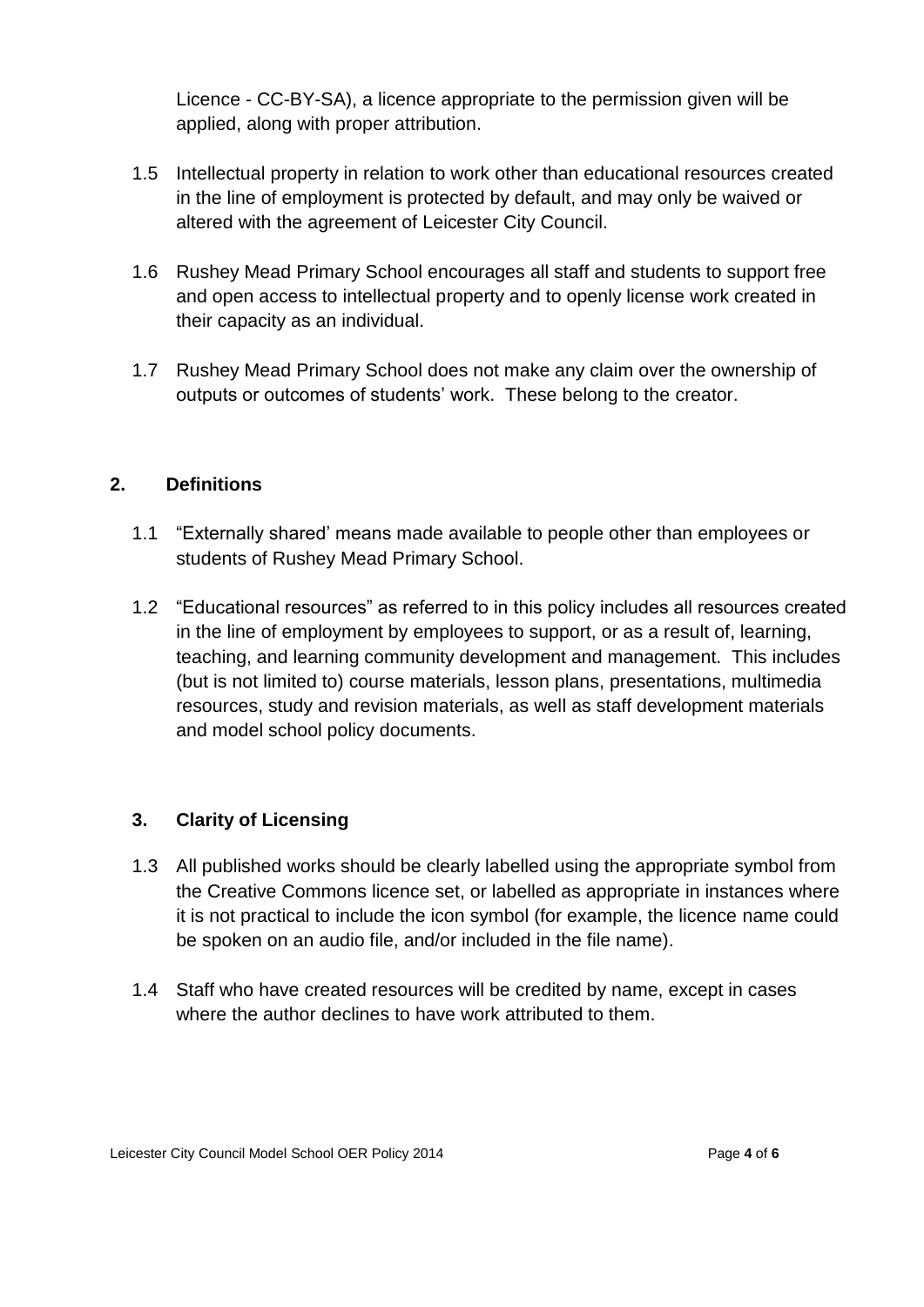Licence - CC-BY-SA), a licence appropriate to the permission given will be applied, along with proper attribution.

1.5 Intellectual property in relation to work other than educational resources created in the line of employment is protected by default, and may only be waived or altered with the agreement of Leicester City Council.

1.6 Rushey Mead Primary School encourages all staff and students to support free and open access to intellectual property and to openly license work created in their capacity as an individual.

1.7 Rushey Mead Primary School does not make any claim over the ownership of outputs or outcomes of students' work. These belong to the creator.

## 2. Definitions

1.1 "Externally shared' means made available to people other than employees or students of Rushey Mead Primary School.

1.2 "Educational resources" as referred to in this policy includes all resources created in the line of employment by employees to support, or as a result of, learning, teaching, and learning community development and management. This includes (but is not limited to) course materials, lesson plans, presentations, multimedia resources, study and revision materials, as well as staff development materials and model school policy documents.

## 3. Clarity of Licensing

1.3 All published works should be clearly labelled using the appropriate symbol from the Creative Commons licence set, or labelled as appropriate in instances where it is not practical to include the icon symbol (for example, the licence name could be spoken on an audio file, and/or included in the file name).

1.4 Staff who have created resources will be credited by name, except in cases where the author declines to have work attributed to them.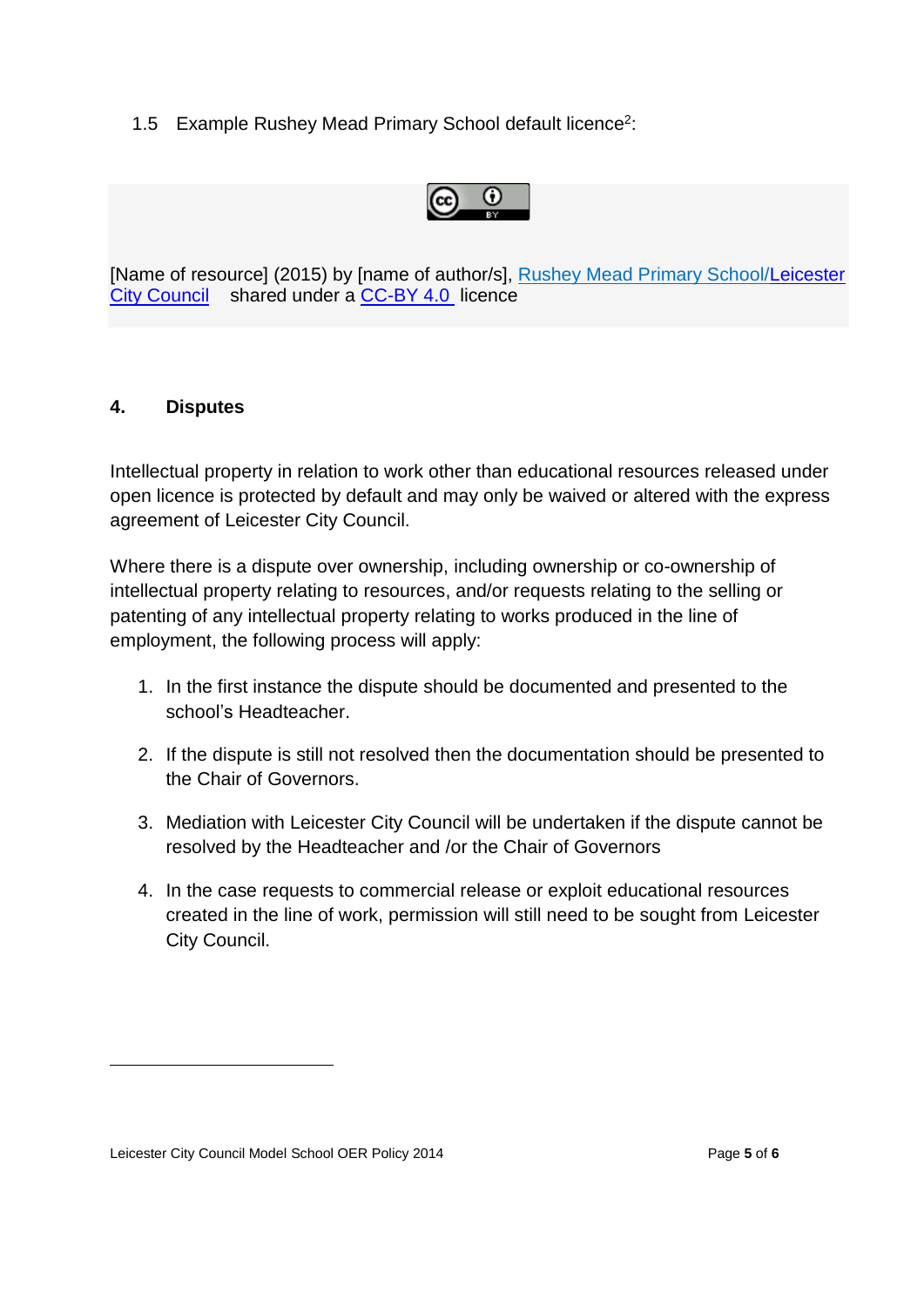1.5 Example Rushey Mead Primary School default licence[2]:

[Name of resource] (2015) by [name of author/s], Rushey Mead Primary School/Leicester City Council shared under a CC-BY 4.0 licence

## 4. Disputes

Intellectual property in relation to work other than educational resources released under open licence is protected by default and may only be waived or altered with the express agreement of Leicester City Council.

Where there is a dispute over ownership, including ownership or co-ownership of intellectual property relating to resources, and/or requests relating to the selling or patenting of any intellectual property relating to works produced in the line of employment, the following process will apply:

1. In the first instance the dispute should be documented and presented to the school's Headteacher.
2. If the dispute is still not resolved then the documentation should be presented to the Chair of Governors.
3. Mediation with Leicester City Council will be undertaken if the dispute cannot be resolved by the Headteacher and /or the Chair of Governors
4. In the case requests to commercial release or exploit educational resources created in the line of work, permission will still need to be sought from Leicester City Council.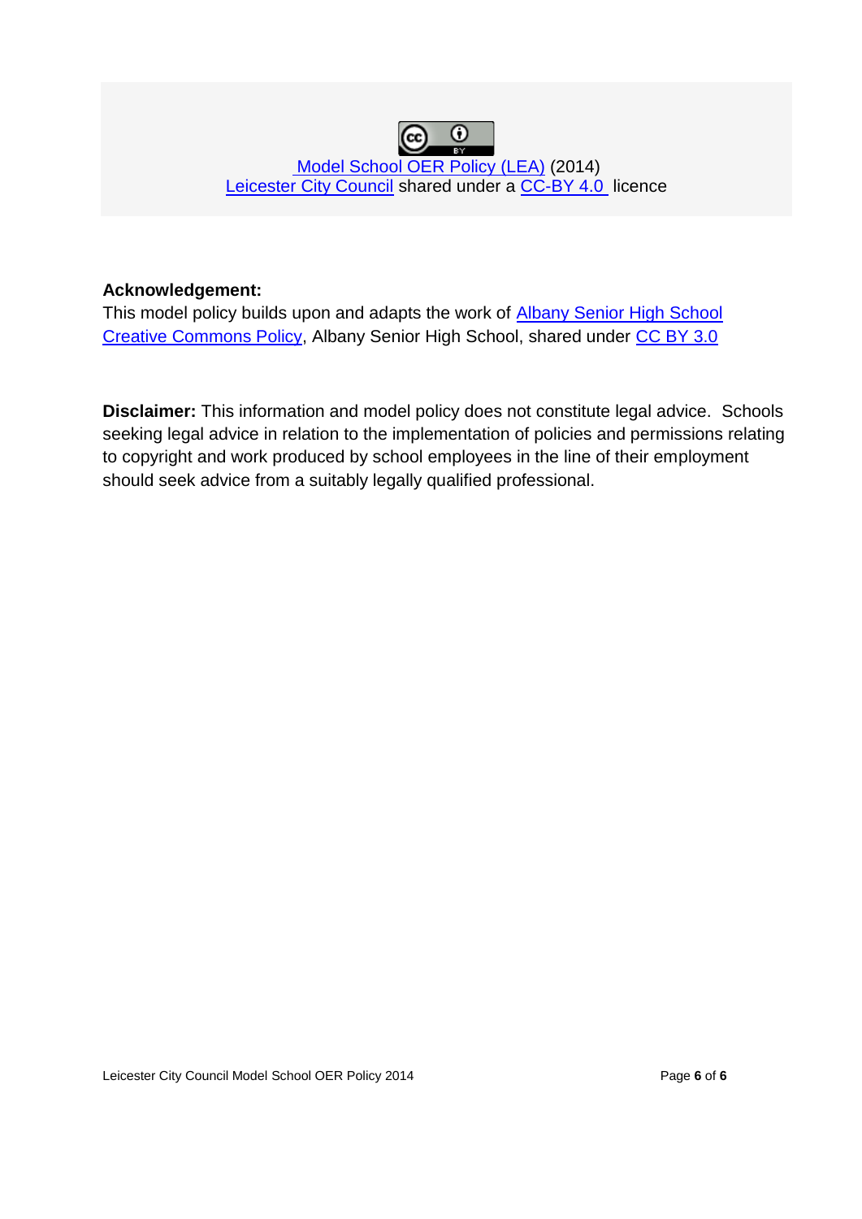Model School OER Policy (LEA) (2014)
Leicester City Council shared under a CC-BY 4.0 licence

**Acknowledgement:**
This model policy builds upon and adapts the work of Albany Senior High School Creative Commons Policy, Albany Senior High School, shared under CC BY 3.0

**Disclaimer:** This information and model policy does not constitute legal advice. Schools seeking legal advice in relation to the implementation of policies and permissions relating to copyright and work produced by school employees in the line of their employment should seek advice from a suitably legally qualified professional.